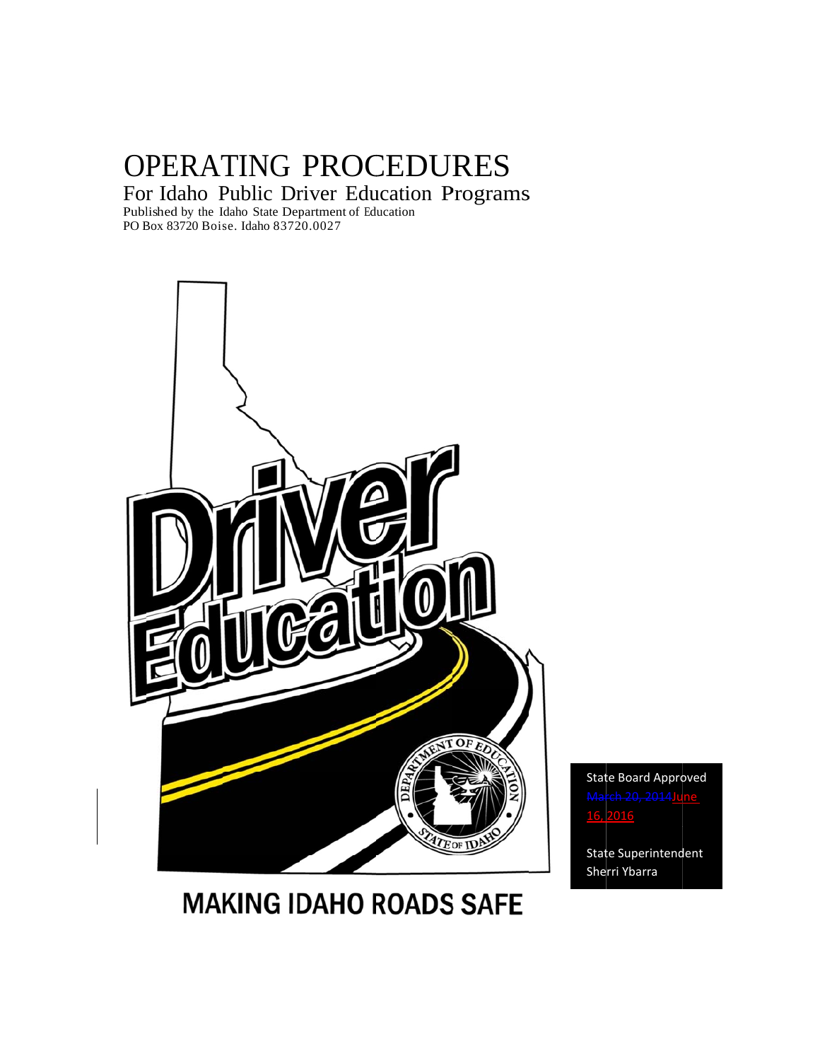# OPERATING PROCEDURES

## For Idaho Public Driver Education Programs

Published by the Idaho State Department of Education
PO Box 83720 Boise. Idaho 83720.0027

Driver Education

MAKING IDAHO ROADS SAFE

State Board Approved
~~March 20, 2014~~June 16, 2016

State Superintendent
Sherri Ybarra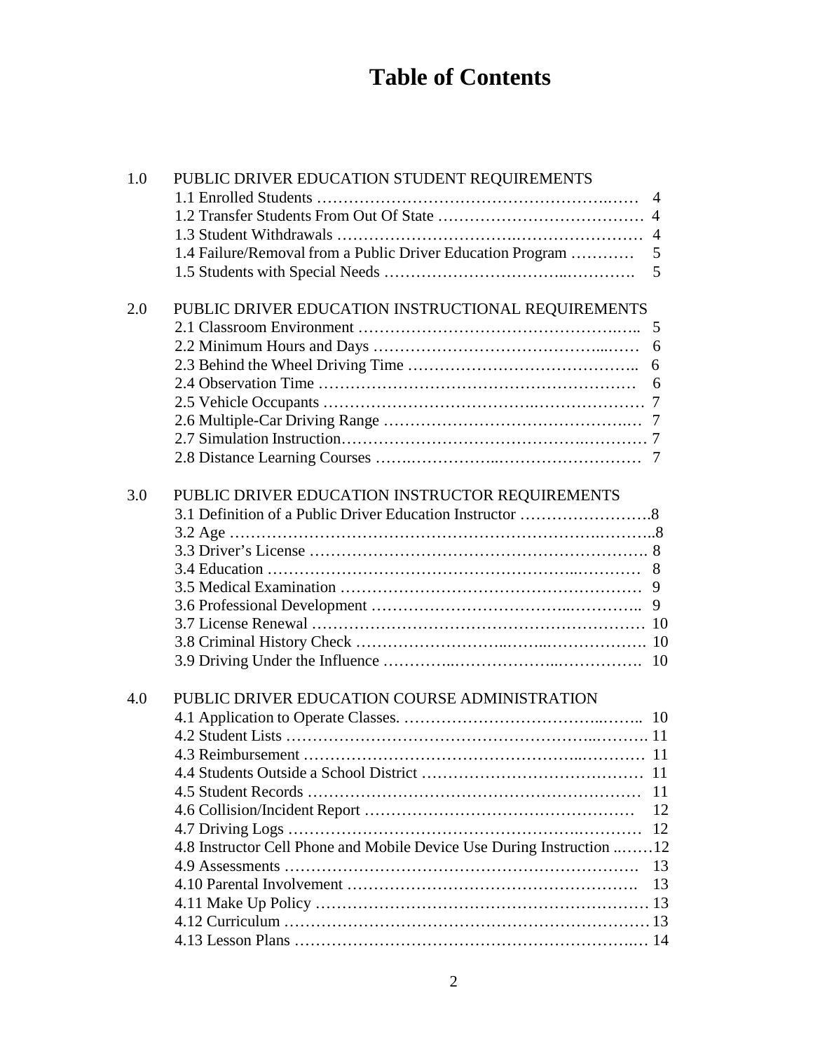# Table of Contents

1.0 PUBLIC DRIVER EDUCATION STUDENT REQUIREMENTS

- 1.1 Enrolled Students …… 4
- 1.2 Transfer Students From Out Of State …… 4
- 1.3 Student Withdrawals …… 4
- 1.4 Failure/Removal from a Public Driver Education Program …… 5
- 1.5 Students with Special Needs …… 5

2.0 PUBLIC DRIVER EDUCATION INSTRUCTIONAL REQUIREMENTS

- 2.1 Classroom Environment …… 5
- 2.2 Minimum Hours and Days …… 6
- 2.3 Behind the Wheel Driving Time …… 6
- 2.4 Observation Time …… 6
- 2.5 Vehicle Occupants …… 7
- 2.6 Multiple-Car Driving Range …… 7
- 2.7 Simulation Instruction…… 7
- 2.8 Distance Learning Courses …… 7

3.0 PUBLIC DRIVER EDUCATION INSTRUCTOR REQUIREMENTS

- 3.1 Definition of a Public Driver Education Instructor ……8
- 3.2 Age ……8
- 3.3 Driver's License …… 8
- 3.4 Education …… 8
- 3.5 Medical Examination …… 9
- 3.6 Professional Development …… 9
- 3.7 License Renewal …… 10
- 3.8 Criminal History Check …… 10
- 3.9 Driving Under the Influence …… 10

4.0 PUBLIC DRIVER EDUCATION COURSE ADMINISTRATION

- 4.1 Application to Operate Classes. …… 10
- 4.2 Student Lists …… 11
- 4.3 Reimbursement …… 11
- 4.4 Students Outside a School District …… 11
- 4.5 Student Records …… 11
- 4.6 Collision/Incident Report …… 12
- 4.7 Driving Logs …… 12
- 4.8 Instructor Cell Phone and Mobile Device Use During Instruction ……12
- 4.9 Assessments …… 13
- 4.10 Parental Involvement …… 13
- 4.11 Make Up Policy …… 13
- 4.12 Curriculum …… 13
- 4.13 Lesson Plans …… 14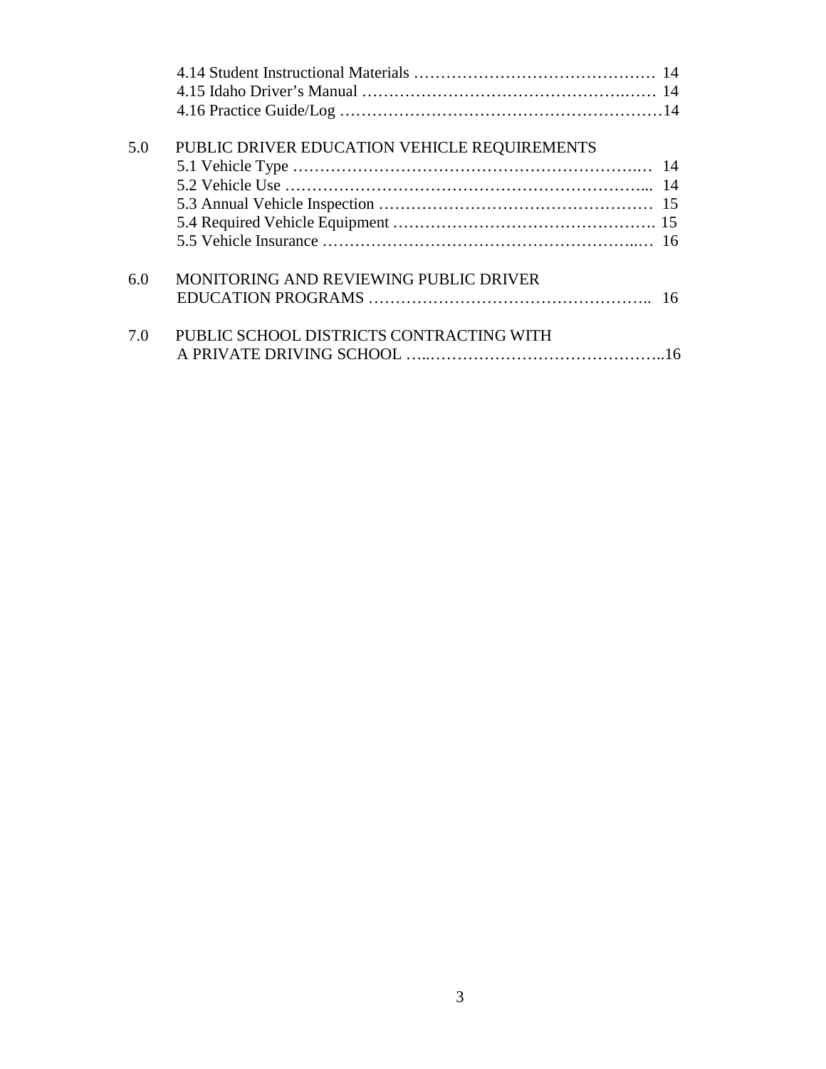4.14 Student Instructional Materials ………………………………………. 14
4.15 Idaho Driver's Manual …………………………………………..…. 14
4.16 Practice Guide/Log …………………………………………………14

5.0 PUBLIC DRIVER EDUCATION VEHICLE REQUIREMENTS
5.1 Vehicle Type ……………………………………………………..…. 14
5.2 Vehicle Use ………………………………………………………... 14
5.3 Annual Vehicle Inspection …………………………………………… 15
5.4 Required Vehicle Equipment ………………………………………. 15
5.5 Vehicle Insurance ………………………………………………..…. 16

6.0 MONITORING AND REVIEWING PUBLIC DRIVER EDUCATION PROGRAMS …………………………………………….. 16

7.0 PUBLIC SCHOOL DISTRICTS CONTRACTING WITH A PRIVATE DRIVING SCHOOL …..……………………………………..16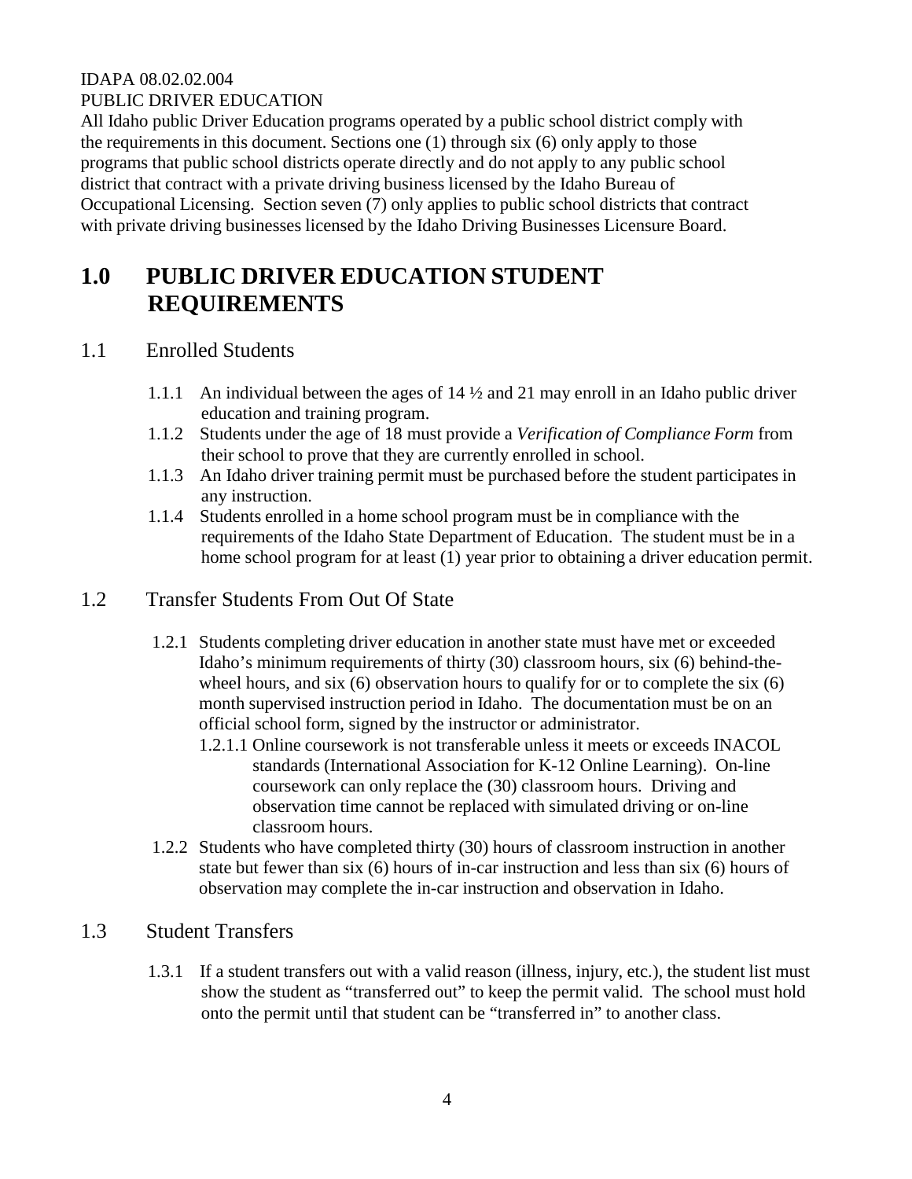IDAPA 08.02.02.004

PUBLIC DRIVER EDUCATION

All Idaho public Driver Education programs operated by a public school district comply with the requirements in this document. Sections one (1) through six (6) only apply to those programs that public school districts operate directly and do not apply to any public school district that contract with a private driving business licensed by the Idaho Bureau of Occupational Licensing. Section seven (7) only applies to public school districts that contract with private driving businesses licensed by the Idaho Driving Businesses Licensure Board.

# 1.0 PUBLIC DRIVER EDUCATION STUDENT REQUIREMENTS

## 1.1 Enrolled Students

1.1.1 An individual between the ages of 14 ½ and 21 may enroll in an Idaho public driver education and training program.

1.1.2 Students under the age of 18 must provide a *Verification of Compliance Form* from their school to prove that they are currently enrolled in school.

1.1.3 An Idaho driver training permit must be purchased before the student participates in any instruction.

1.1.4 Students enrolled in a home school program must be in compliance with the requirements of the Idaho State Department of Education. The student must be in a home school program for at least (1) year prior to obtaining a driver education permit.

## 1.2 Transfer Students From Out Of State

1.2.1 Students completing driver education in another state must have met or exceeded Idaho's minimum requirements of thirty (30) classroom hours, six (6) behind-the-wheel hours, and six (6) observation hours to qualify for or to complete the six (6) month supervised instruction period in Idaho. The documentation must be on an official school form, signed by the instructor or administrator.

1.2.1.1 Online coursework is not transferable unless it meets or exceeds INACOL standards (International Association for K-12 Online Learning). On-line coursework can only replace the (30) classroom hours. Driving and observation time cannot be replaced with simulated driving or on-line classroom hours.

1.2.2 Students who have completed thirty (30) hours of classroom instruction in another state but fewer than six (6) hours of in-car instruction and less than six (6) hours of observation may complete the in-car instruction and observation in Idaho.

## 1.3 Student Transfers

1.3.1 If a student transfers out with a valid reason (illness, injury, etc.), the student list must show the student as "transferred out" to keep the permit valid. The school must hold onto the permit until that student can be "transferred in" to another class.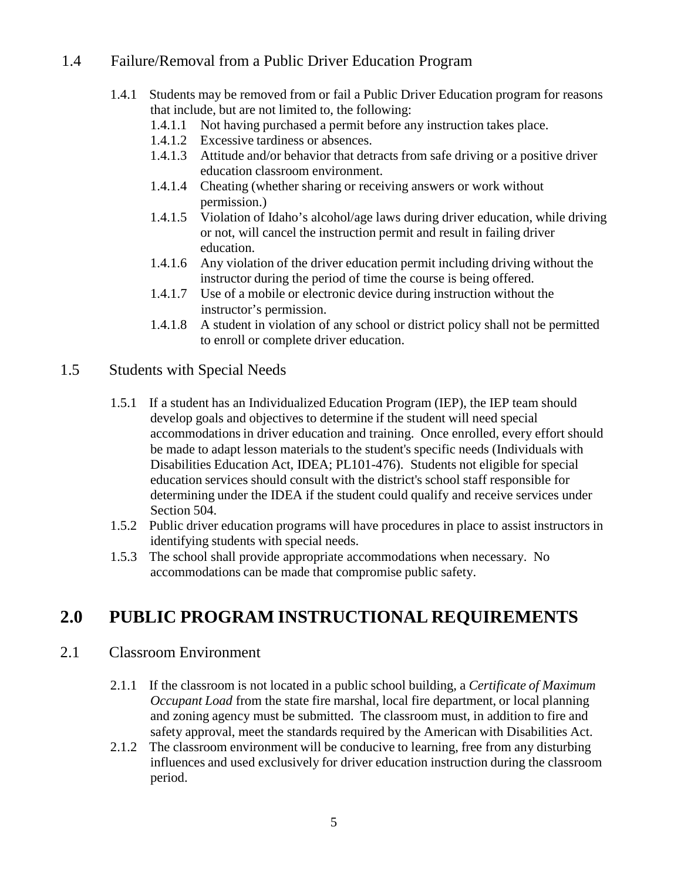## 1.4 Failure/Removal from a Public Driver Education Program

1.4.1 Students may be removed from or fail a Public Driver Education program for reasons that include, but are not limited to, the following:

- 1.4.1.1 Not having purchased a permit before any instruction takes place.
- 1.4.1.2 Excessive tardiness or absences.
- 1.4.1.3 Attitude and/or behavior that detracts from safe driving or a positive driver education classroom environment.
- 1.4.1.4 Cheating (whether sharing or receiving answers or work without permission.)
- 1.4.1.5 Violation of Idaho's alcohol/age laws during driver education, while driving or not, will cancel the instruction permit and result in failing driver education.
- 1.4.1.6 Any violation of the driver education permit including driving without the instructor during the period of time the course is being offered.
- 1.4.1.7 Use of a mobile or electronic device during instruction without the instructor's permission.
- 1.4.1.8 A student in violation of any school or district policy shall not be permitted to enroll or complete driver education.

## 1.5 Students with Special Needs

1.5.1 If a student has an Individualized Education Program (IEP), the IEP team should develop goals and objectives to determine if the student will need special accommodations in driver education and training. Once enrolled, every effort should be made to adapt lesson materials to the student's specific needs (Individuals with Disabilities Education Act, IDEA; PL101-476). Students not eligible for special education services should consult with the district's school staff responsible for determining under the IDEA if the student could qualify and receive services under Section 504.

1.5.2 Public driver education programs will have procedures in place to assist instructors in identifying students with special needs.

1.5.3 The school shall provide appropriate accommodations when necessary. No accommodations can be made that compromise public safety.

# 2.0 PUBLIC PROGRAM INSTRUCTIONAL REQUIREMENTS

## 2.1 Classroom Environment

2.1.1 If the classroom is not located in a public school building, a *Certificate of Maximum Occupant Load* from the state fire marshal, local fire department, or local planning and zoning agency must be submitted. The classroom must, in addition to fire and safety approval, meet the standards required by the American with Disabilities Act.

2.1.2 The classroom environment will be conducive to learning, free from any disturbing influences and used exclusively for driver education instruction during the classroom period.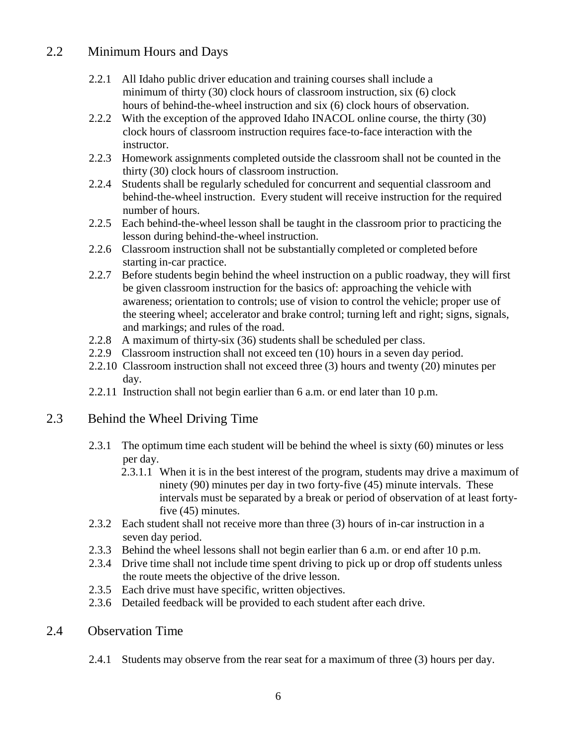## 2.2 Minimum Hours and Days

2.2.1 All Idaho public driver education and training courses shall include a minimum of thirty (30) clock hours of classroom instruction, six (6) clock hours of behind-the-wheel instruction and six (6) clock hours of observation.

2.2.2 With the exception of the approved Idaho INACOL online course, the thirty (30) clock hours of classroom instruction requires face-to-face interaction with the instructor.

2.2.3 Homework assignments completed outside the classroom shall not be counted in the thirty (30) clock hours of classroom instruction.

2.2.4 Students shall be regularly scheduled for concurrent and sequential classroom and behind-the-wheel instruction. Every student will receive instruction for the required number of hours.

2.2.5 Each behind-the-wheel lesson shall be taught in the classroom prior to practicing the lesson during behind-the-wheel instruction.

2.2.6 Classroom instruction shall not be substantially completed or completed before starting in-car practice.

2.2.7 Before students begin behind the wheel instruction on a public roadway, they will first be given classroom instruction for the basics of: approaching the vehicle with awareness; orientation to controls; use of vision to control the vehicle; proper use of the steering wheel; accelerator and brake control; turning left and right; signs, signals, and markings; and rules of the road.

2.2.8 A maximum of thirty-six (36) students shall be scheduled per class.

2.2.9 Classroom instruction shall not exceed ten (10) hours in a seven day period.

2.2.10 Classroom instruction shall not exceed three (3) hours and twenty (20) minutes per day.

2.2.11 Instruction shall not begin earlier than 6 a.m. or end later than 10 p.m.

## 2.3 Behind the Wheel Driving Time

2.3.1 The optimum time each student will be behind the wheel is sixty (60) minutes or less per day.

2.3.1.1 When it is in the best interest of the program, students may drive a maximum of ninety (90) minutes per day in two forty-five (45) minute intervals. These intervals must be separated by a break or period of observation of at least forty-five (45) minutes.

2.3.2 Each student shall not receive more than three (3) hours of in-car instruction in a seven day period.

2.3.3 Behind the wheel lessons shall not begin earlier than 6 a.m. or end after 10 p.m.

2.3.4 Drive time shall not include time spent driving to pick up or drop off students unless the route meets the objective of the drive lesson.

2.3.5 Each drive must have specific, written objectives.

2.3.6 Detailed feedback will be provided to each student after each drive.

## 2.4 Observation Time

2.4.1 Students may observe from the rear seat for a maximum of three (3) hours per day.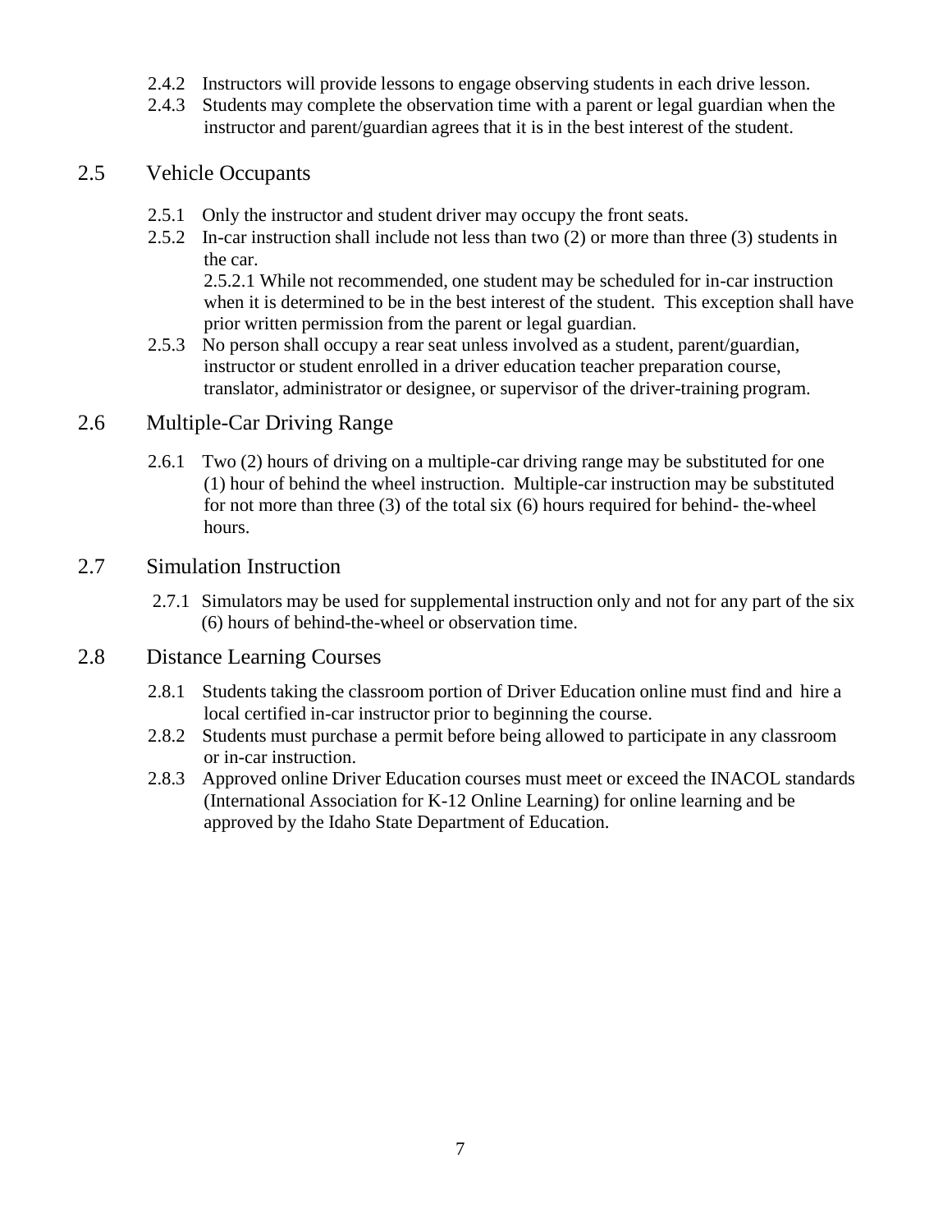2.4.2 Instructors will provide lessons to engage observing students in each drive lesson.

2.4.3 Students may complete the observation time with a parent or legal guardian when the instructor and parent/guardian agrees that it is in the best interest of the student.

## 2.5 Vehicle Occupants

2.5.1 Only the instructor and student driver may occupy the front seats.

2.5.2 In-car instruction shall include not less than two (2) or more than three (3) students in the car.

2.5.2.1 While not recommended, one student may be scheduled for in-car instruction when it is determined to be in the best interest of the student. This exception shall have prior written permission from the parent or legal guardian.

2.5.3 No person shall occupy a rear seat unless involved as a student, parent/guardian, instructor or student enrolled in a driver education teacher preparation course, translator, administrator or designee, or supervisor of the driver-training program.

## 2.6 Multiple-Car Driving Range

2.6.1 Two (2) hours of driving on a multiple-car driving range may be substituted for one (1) hour of behind the wheel instruction. Multiple-car instruction may be substituted for not more than three (3) of the total six (6) hours required for behind- the-wheel hours.

## 2.7 Simulation Instruction

2.7.1 Simulators may be used for supplemental instruction only and not for any part of the six (6) hours of behind-the-wheel or observation time.

## 2.8 Distance Learning Courses

2.8.1 Students taking the classroom portion of Driver Education online must find and hire a local certified in-car instructor prior to beginning the course.

2.8.2 Students must purchase a permit before being allowed to participate in any classroom or in-car instruction.

2.8.3 Approved online Driver Education courses must meet or exceed the INACOL standards (International Association for K-12 Online Learning) for online learning and be approved by the Idaho State Department of Education.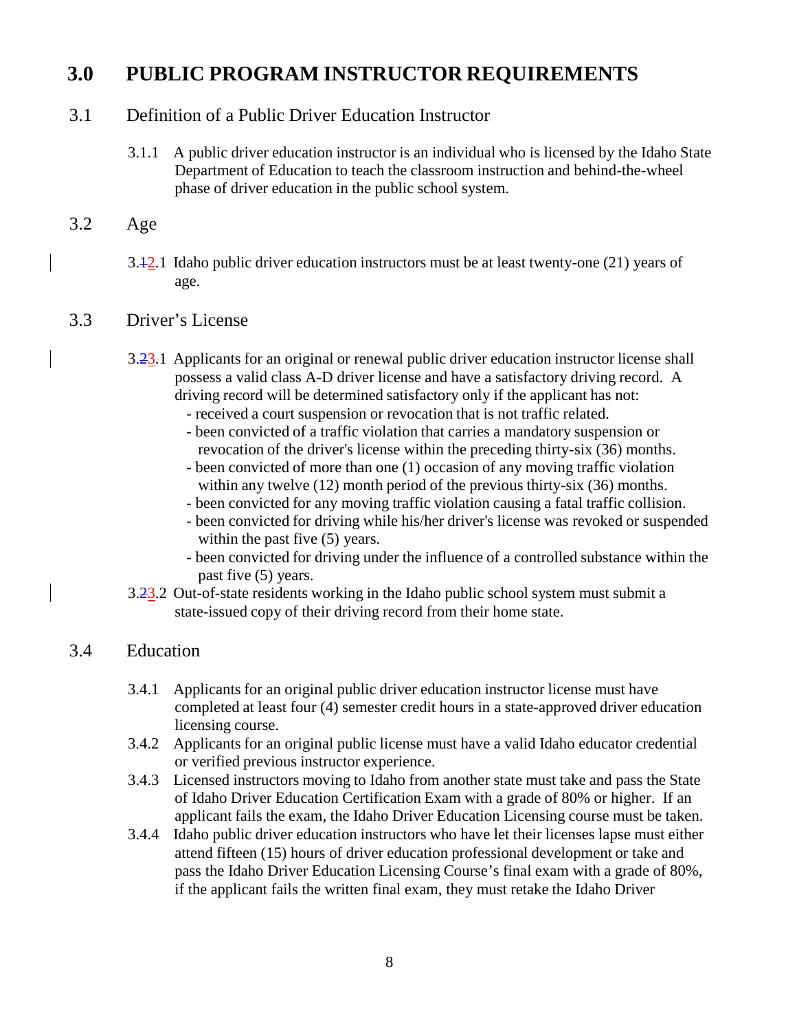# 3.0 PUBLIC PROGRAM INSTRUCTOR REQUIREMENTS

## 3.1 Definition of a Public Driver Education Instructor

3.1.1 A public driver education instructor is an individual who is licensed by the Idaho State Department of Education to teach the classroom instruction and behind-the-wheel phase of driver education in the public school system.

## 3.2 Age

3.~~1~~2.1 Idaho public driver education instructors must be at least twenty-one (21) years of age.

## 3.3 Driver's License

3.~~2~~3.1 Applicants for an original or renewal public driver education instructor license shall possess a valid class A-D driver license and have a satisfactory driving record. A driving record will be determined satisfactory only if the applicant has not:

- received a court suspension or revocation that is not traffic related.
- been convicted of a traffic violation that carries a mandatory suspension or revocation of the driver's license within the preceding thirty-six (36) months.
- been convicted of more than one (1) occasion of any moving traffic violation within any twelve (12) month period of the previous thirty-six (36) months.
- been convicted for any moving traffic violation causing a fatal traffic collision.
- been convicted for driving while his/her driver's license was revoked or suspended within the past five (5) years.
- been convicted for driving under the influence of a controlled substance within the past five (5) years.

3.~~2~~3.2 Out-of-state residents working in the Idaho public school system must submit a state-issued copy of their driving record from their home state.

## 3.4 Education

3.4.1 Applicants for an original public driver education instructor license must have completed at least four (4) semester credit hours in a state-approved driver education licensing course.

3.4.2 Applicants for an original public license must have a valid Idaho educator credential or verified previous instructor experience.

3.4.3 Licensed instructors moving to Idaho from another state must take and pass the State of Idaho Driver Education Certification Exam with a grade of 80% or higher. If an applicant fails the exam, the Idaho Driver Education Licensing course must be taken.

3.4.4 Idaho public driver education instructors who have let their licenses lapse must either attend fifteen (15) hours of driver education professional development or take and pass the Idaho Driver Education Licensing Course's final exam with a grade of 80%, if the applicant fails the written final exam, they must retake the Idaho Driver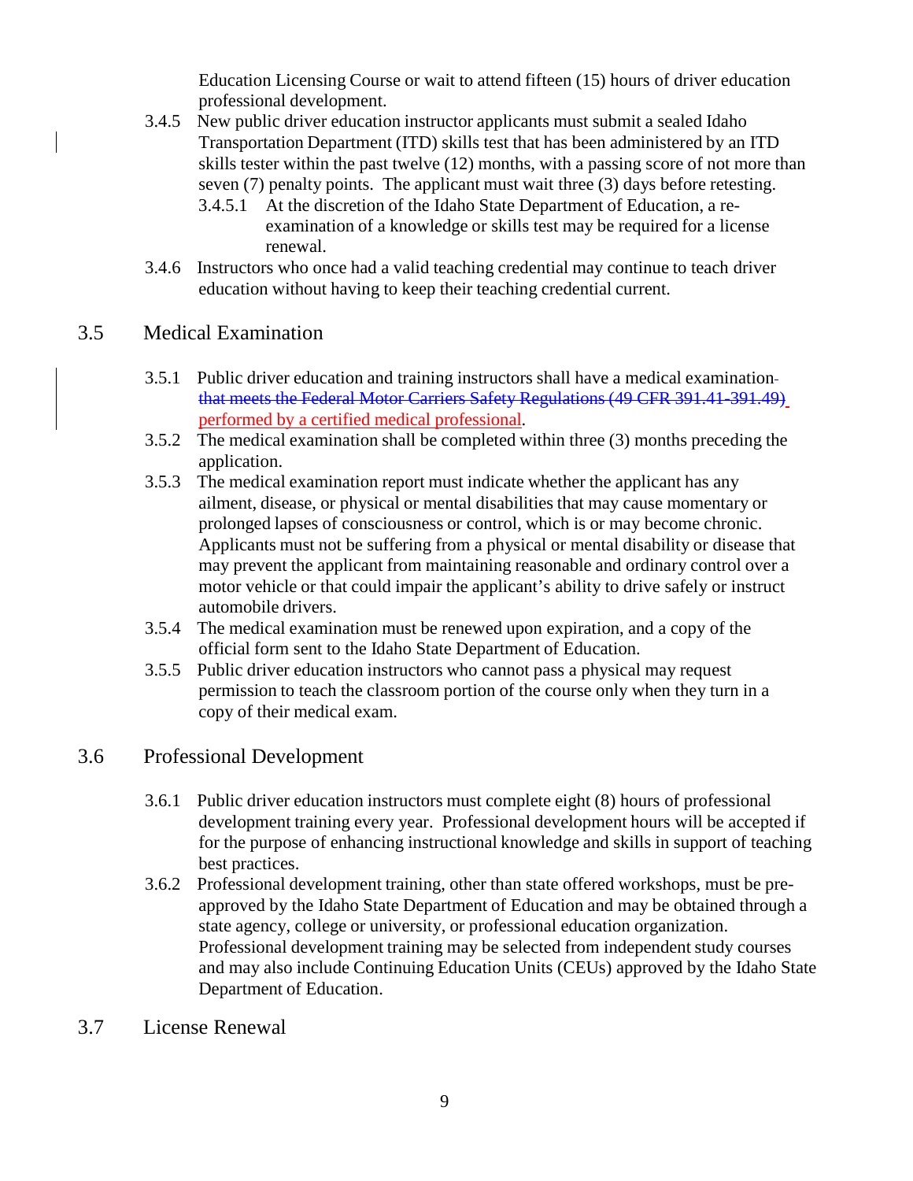Education Licensing Course or wait to attend fifteen (15) hours of driver education professional development.

3.4.5 New public driver education instructor applicants must submit a sealed Idaho Transportation Department (ITD) skills test that has been administered by an ITD skills tester within the past twelve (12) months, with a passing score of not more than seven (7) penalty points. The applicant must wait three (3) days before retesting.

3.4.5.1 At the discretion of the Idaho State Department of Education, a re-examination of a knowledge or skills test may be required for a license renewal.

3.4.6 Instructors who once had a valid teaching credential may continue to teach driver education without having to keep their teaching credential current.

## 3.5 Medical Examination

3.5.1 Public driver education and training instructors shall have a medical examination ~~that meets the Federal Motor Carriers Safety Regulations (49 CFR 391.41-391.49)~~ performed by a certified medical professional.

3.5.2 The medical examination shall be completed within three (3) months preceding the application.

3.5.3 The medical examination report must indicate whether the applicant has any ailment, disease, or physical or mental disabilities that may cause momentary or prolonged lapses of consciousness or control, which is or may become chronic. Applicants must not be suffering from a physical or mental disability or disease that may prevent the applicant from maintaining reasonable and ordinary control over a motor vehicle or that could impair the applicant's ability to drive safely or instruct automobile drivers.

3.5.4 The medical examination must be renewed upon expiration, and a copy of the official form sent to the Idaho State Department of Education.

3.5.5 Public driver education instructors who cannot pass a physical may request permission to teach the classroom portion of the course only when they turn in a copy of their medical exam.

## 3.6 Professional Development

3.6.1 Public driver education instructors must complete eight (8) hours of professional development training every year. Professional development hours will be accepted if for the purpose of enhancing instructional knowledge and skills in support of teaching best practices.

3.6.2 Professional development training, other than state offered workshops, must be pre-approved by the Idaho State Department of Education and may be obtained through a state agency, college or university, or professional education organization. Professional development training may be selected from independent study courses and may also include Continuing Education Units (CEUs) approved by the Idaho State Department of Education.

## 3.7 License Renewal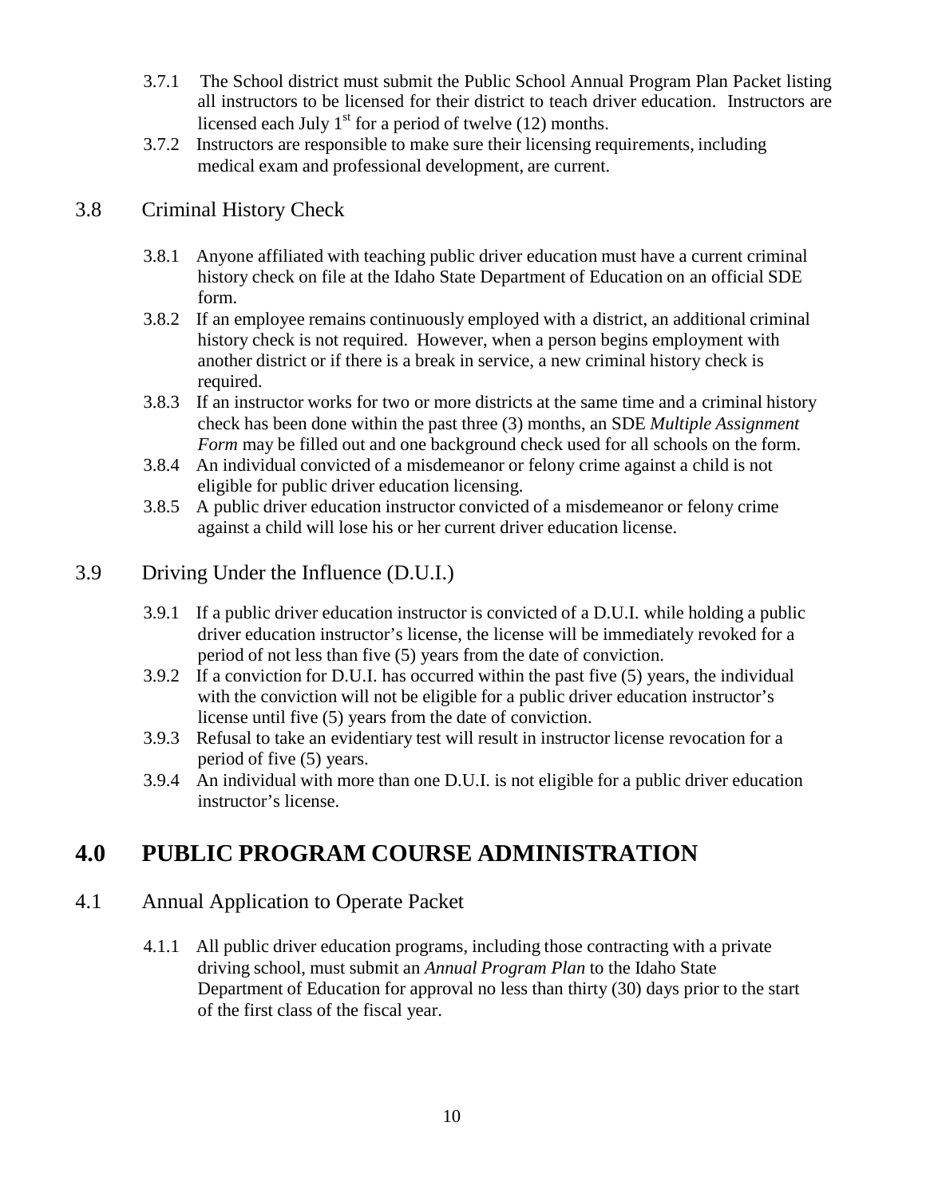3.7.1 The School district must submit the Public School Annual Program Plan Packet listing all instructors to be licensed for their district to teach driver education. Instructors are licensed each July 1st for a period of twelve (12) months.

3.7.2 Instructors are responsible to make sure their licensing requirements, including medical exam and professional development, are current.

## 3.8 Criminal History Check

3.8.1 Anyone affiliated with teaching public driver education must have a current criminal history check on file at the Idaho State Department of Education on an official SDE form.

3.8.2 If an employee remains continuously employed with a district, an additional criminal history check is not required. However, when a person begins employment with another district or if there is a break in service, a new criminal history check is required.

3.8.3 If an instructor works for two or more districts at the same time and a criminal history check has been done within the past three (3) months, an SDE *Multiple Assignment Form* may be filled out and one background check used for all schools on the form.

3.8.4 An individual convicted of a misdemeanor or felony crime against a child is not eligible for public driver education licensing.

3.8.5 A public driver education instructor convicted of a misdemeanor or felony crime against a child will lose his or her current driver education license.

## 3.9 Driving Under the Influence (D.U.I.)

3.9.1 If a public driver education instructor is convicted of a D.U.I. while holding a public driver education instructor's license, the license will be immediately revoked for a period of not less than five (5) years from the date of conviction.

3.9.2 If a conviction for D.U.I. has occurred within the past five (5) years, the individual with the conviction will not be eligible for a public driver education instructor's license until five (5) years from the date of conviction.

3.9.3 Refusal to take an evidentiary test will result in instructor license revocation for a period of five (5) years.

3.9.4 An individual with more than one D.U.I. is not eligible for a public driver education instructor's license.

# 4.0 PUBLIC PROGRAM COURSE ADMINISTRATION

## 4.1 Annual Application to Operate Packet

4.1.1 All public driver education programs, including those contracting with a private driving school, must submit an *Annual Program Plan* to the Idaho State Department of Education for approval no less than thirty (30) days prior to the start of the first class of the fiscal year.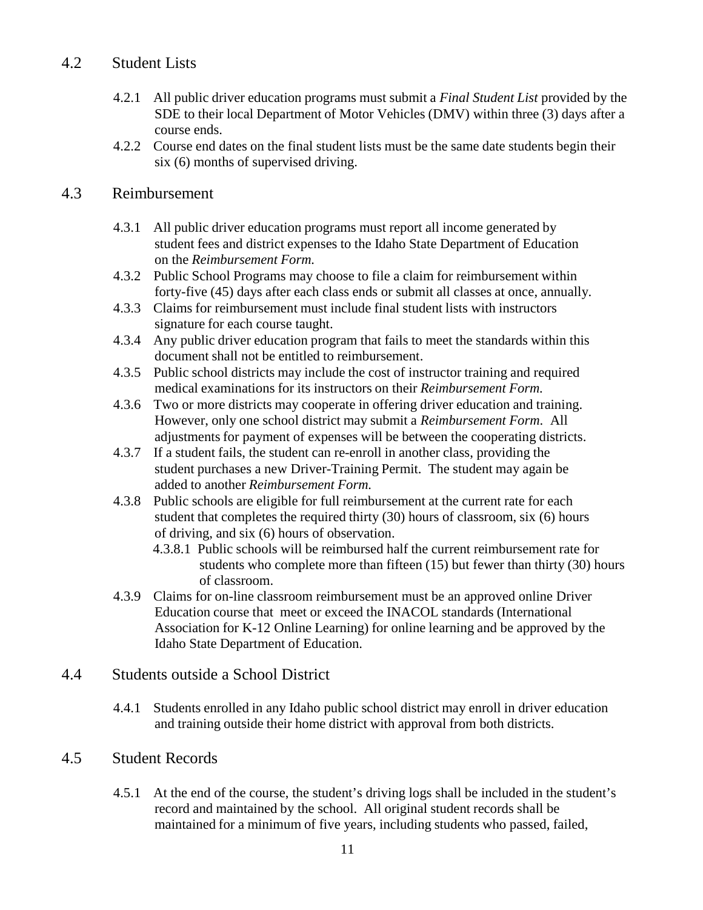## 4.2 Student Lists

- 4.2.1 All public driver education programs must submit a *Final Student List* provided by the SDE to their local Department of Motor Vehicles (DMV) within three (3) days after a course ends.
- 4.2.2 Course end dates on the final student lists must be the same date students begin their six (6) months of supervised driving.

## 4.3 Reimbursement

- 4.3.1 All public driver education programs must report all income generated by student fees and district expenses to the Idaho State Department of Education on the *Reimbursement Form.*
- 4.3.2 Public School Programs may choose to file a claim for reimbursement within forty-five (45) days after each class ends or submit all classes at once, annually.
- 4.3.3 Claims for reimbursement must include final student lists with instructors signature for each course taught.
- 4.3.4 Any public driver education program that fails to meet the standards within this document shall not be entitled to reimbursement.
- 4.3.5 Public school districts may include the cost of instructor training and required medical examinations for its instructors on their *Reimbursement Form.*
- 4.3.6 Two or more districts may cooperate in offering driver education and training. However, only one school district may submit a *Reimbursement Form*. All adjustments for payment of expenses will be between the cooperating districts.
- 4.3.7 If a student fails, the student can re-enroll in another class, providing the student purchases a new Driver-Training Permit. The student may again be added to another *Reimbursement Form.*
- 4.3.8 Public schools are eligible for full reimbursement at the current rate for each student that completes the required thirty (30) hours of classroom, six (6) hours of driving, and six (6) hours of observation.
  - 4.3.8.1 Public schools will be reimbursed half the current reimbursement rate for students who complete more than fifteen (15) but fewer than thirty (30) hours of classroom.
- 4.3.9 Claims for on-line classroom reimbursement must be an approved online Driver Education course that meet or exceed the INACOL standards (International Association for K-12 Online Learning) for online learning and be approved by the Idaho State Department of Education.

## 4.4 Students outside a School District

- 4.4.1 Students enrolled in any Idaho public school district may enroll in driver education and training outside their home district with approval from both districts.

## 4.5 Student Records

- 4.5.1 At the end of the course, the student's driving logs shall be included in the student's record and maintained by the school. All original student records shall be maintained for a minimum of five years, including students who passed, failed,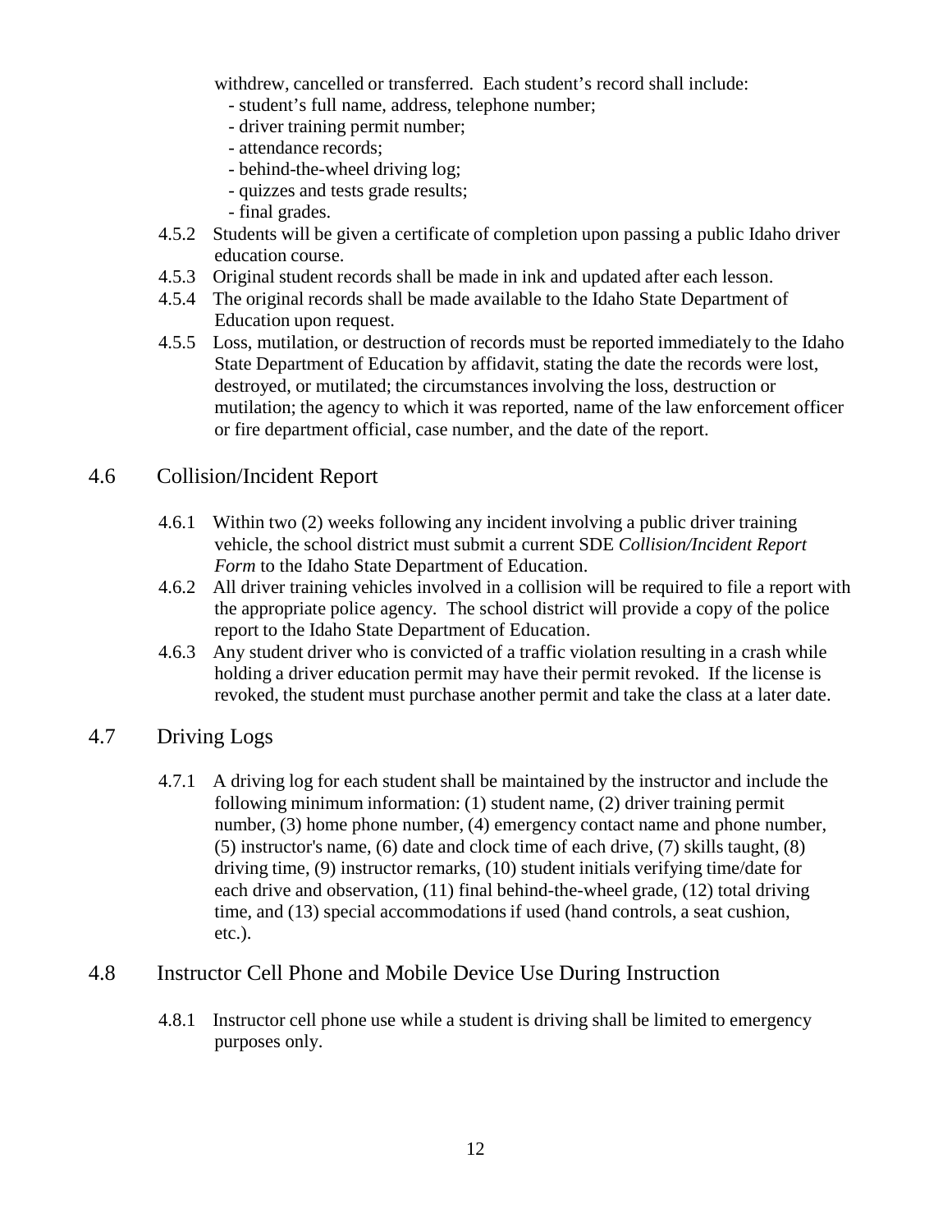withdrew, cancelled or transferred. Each student's record shall include:

- student's full name, address, telephone number;
- driver training permit number;
- attendance records;
- behind-the-wheel driving log;
- quizzes and tests grade results;
- final grades.

4.5.2 Students will be given a certificate of completion upon passing a public Idaho driver education course.

4.5.3 Original student records shall be made in ink and updated after each lesson.

4.5.4 The original records shall be made available to the Idaho State Department of Education upon request.

4.5.5 Loss, mutilation, or destruction of records must be reported immediately to the Idaho State Department of Education by affidavit, stating the date the records were lost, destroyed, or mutilated; the circumstances involving the loss, destruction or mutilation; the agency to which it was reported, name of the law enforcement officer or fire department official, case number, and the date of the report.

## 4.6 Collision/Incident Report

4.6.1 Within two (2) weeks following any incident involving a public driver training vehicle, the school district must submit a current SDE *Collision/Incident Report Form* to the Idaho State Department of Education.

4.6.2 All driver training vehicles involved in a collision will be required to file a report with the appropriate police agency. The school district will provide a copy of the police report to the Idaho State Department of Education.

4.6.3 Any student driver who is convicted of a traffic violation resulting in a crash while holding a driver education permit may have their permit revoked. If the license is revoked, the student must purchase another permit and take the class at a later date.

## 4.7 Driving Logs

4.7.1 A driving log for each student shall be maintained by the instructor and include the following minimum information: (1) student name, (2) driver training permit number, (3) home phone number, (4) emergency contact name and phone number, (5) instructor's name, (6) date and clock time of each drive, (7) skills taught, (8) driving time, (9) instructor remarks, (10) student initials verifying time/date for each drive and observation, (11) final behind-the-wheel grade, (12) total driving time, and (13) special accommodations if used (hand controls, a seat cushion, etc.).

## 4.8 Instructor Cell Phone and Mobile Device Use During Instruction

4.8.1 Instructor cell phone use while a student is driving shall be limited to emergency purposes only.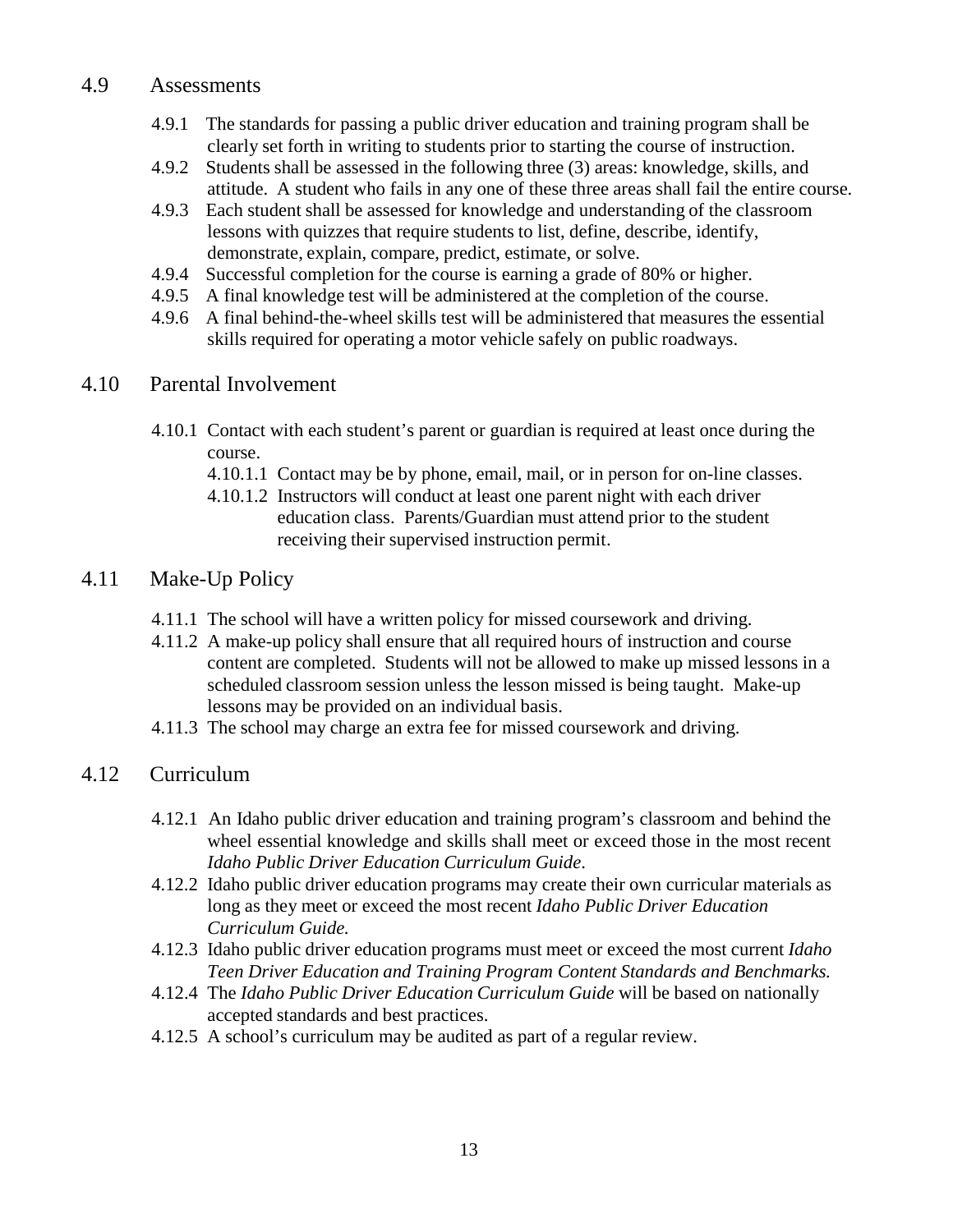## 4.9 Assessments

- 4.9.1 The standards for passing a public driver education and training program shall be clearly set forth in writing to students prior to starting the course of instruction.
- 4.9.2 Students shall be assessed in the following three (3) areas: knowledge, skills, and attitude. A student who fails in any one of these three areas shall fail the entire course.
- 4.9.3 Each student shall be assessed for knowledge and understanding of the classroom lessons with quizzes that require students to list, define, describe, identify, demonstrate, explain, compare, predict, estimate, or solve.
- 4.9.4 Successful completion for the course is earning a grade of 80% or higher.
- 4.9.5 A final knowledge test will be administered at the completion of the course.
- 4.9.6 A final behind-the-wheel skills test will be administered that measures the essential skills required for operating a motor vehicle safely on public roadways.

## 4.10 Parental Involvement

- 4.10.1 Contact with each student's parent or guardian is required at least once during the course.
  - 4.10.1.1 Contact may be by phone, email, mail, or in person for on-line classes.
  - 4.10.1.2 Instructors will conduct at least one parent night with each driver education class. Parents/Guardian must attend prior to the student receiving their supervised instruction permit.

## 4.11 Make-Up Policy

- 4.11.1 The school will have a written policy for missed coursework and driving.
- 4.11.2 A make-up policy shall ensure that all required hours of instruction and course content are completed. Students will not be allowed to make up missed lessons in a scheduled classroom session unless the lesson missed is being taught. Make-up lessons may be provided on an individual basis.
- 4.11.3 The school may charge an extra fee for missed coursework and driving.

## 4.12 Curriculum

- 4.12.1 An Idaho public driver education and training program's classroom and behind the wheel essential knowledge and skills shall meet or exceed those in the most recent *Idaho Public Driver Education Curriculum Guide*.
- 4.12.2 Idaho public driver education programs may create their own curricular materials as long as they meet or exceed the most recent *Idaho Public Driver Education Curriculum Guide.*
- 4.12.3 Idaho public driver education programs must meet or exceed the most current *Idaho Teen Driver Education and Training Program Content Standards and Benchmarks.*
- 4.12.4 The *Idaho Public Driver Education Curriculum Guide* will be based on nationally accepted standards and best practices.
- 4.12.5 A school's curriculum may be audited as part of a regular review.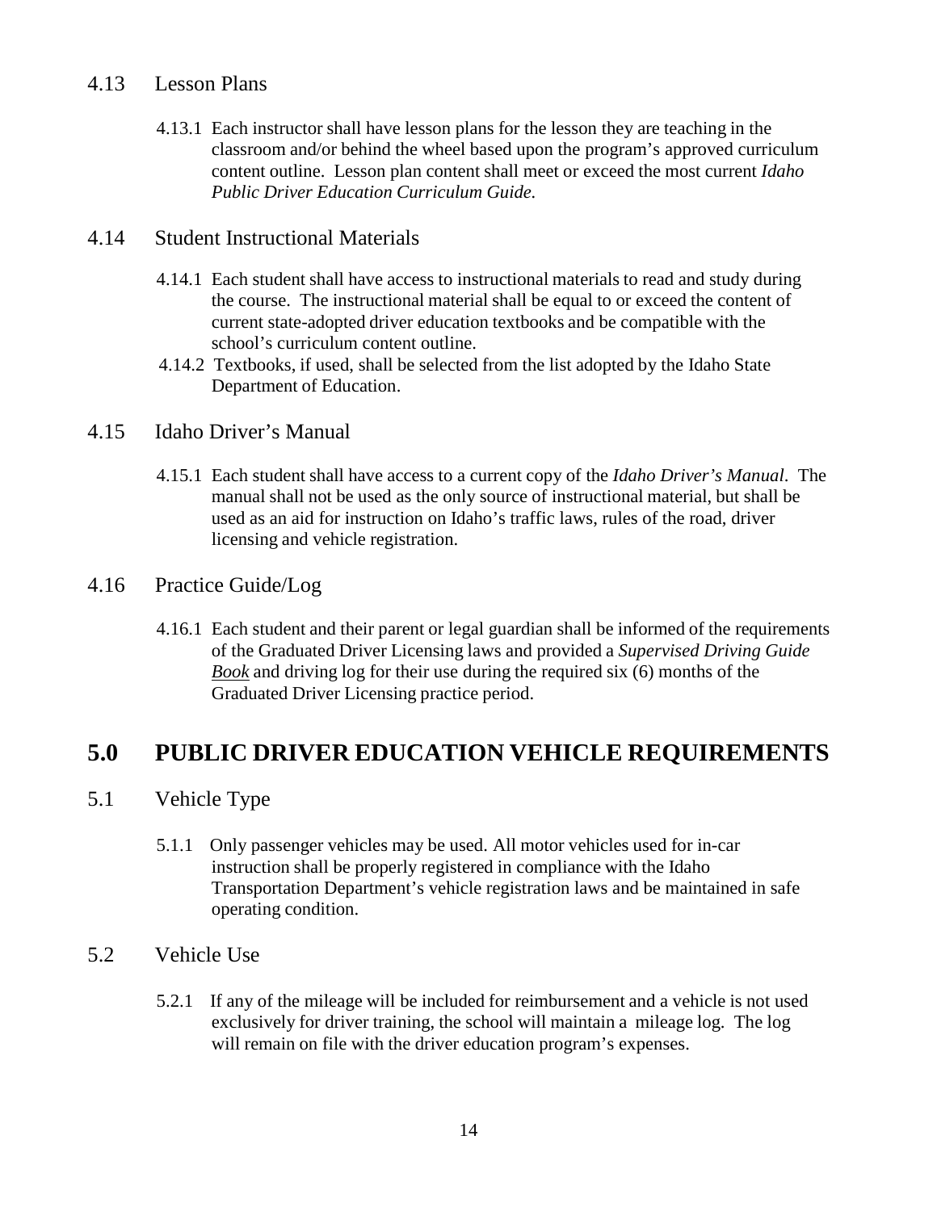### 4.13 Lesson Plans

4.13.1 Each instructor shall have lesson plans for the lesson they are teaching in the classroom and/or behind the wheel based upon the program's approved curriculum content outline. Lesson plan content shall meet or exceed the most current *Idaho Public Driver Education Curriculum Guide.*

### 4.14 Student Instructional Materials

4.14.1 Each student shall have access to instructional materials to read and study during the course. The instructional material shall be equal to or exceed the content of current state-adopted driver education textbooks and be compatible with the school's curriculum content outline.

4.14.2 Textbooks, if used, shall be selected from the list adopted by the Idaho State Department of Education.

### 4.15 Idaho Driver's Manual

4.15.1 Each student shall have access to a current copy of the *Idaho Driver's Manual*. The manual shall not be used as the only source of instructional material, but shall be used as an aid for instruction on Idaho's traffic laws, rules of the road, driver licensing and vehicle registration.

### 4.16 Practice Guide/Log

4.16.1 Each student and their parent or legal guardian shall be informed of the requirements of the Graduated Driver Licensing laws and provided a *Supervised Driving Guide Book* and driving log for their use during the required six (6) months of the Graduated Driver Licensing practice period.

## 5.0 PUBLIC DRIVER EDUCATION VEHICLE REQUIREMENTS

### 5.1 Vehicle Type

5.1.1 Only passenger vehicles may be used. All motor vehicles used for in-car instruction shall be properly registered in compliance with the Idaho Transportation Department's vehicle registration laws and be maintained in safe operating condition.

### 5.2 Vehicle Use

5.2.1 If any of the mileage will be included for reimbursement and a vehicle is not used exclusively for driver training, the school will maintain a mileage log. The log will remain on file with the driver education program's expenses.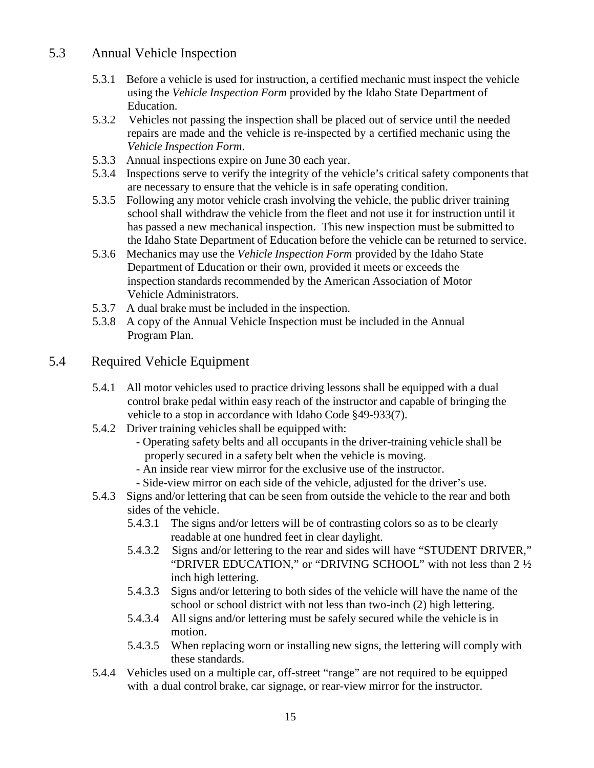## 5.3 Annual Vehicle Inspection

5.3.1 Before a vehicle is used for instruction, a certified mechanic must inspect the vehicle using the *Vehicle Inspection Form* provided by the Idaho State Department of Education.

5.3.2 Vehicles not passing the inspection shall be placed out of service until the needed repairs are made and the vehicle is re-inspected by a certified mechanic using the *Vehicle Inspection Form*.

5.3.3 Annual inspections expire on June 30 each year.

5.3.4 Inspections serve to verify the integrity of the vehicle's critical safety components that are necessary to ensure that the vehicle is in safe operating condition.

5.3.5 Following any motor vehicle crash involving the vehicle, the public driver training school shall withdraw the vehicle from the fleet and not use it for instruction until it has passed a new mechanical inspection. This new inspection must be submitted to the Idaho State Department of Education before the vehicle can be returned to service.

5.3.6 Mechanics may use the *Vehicle Inspection Form* provided by the Idaho State Department of Education or their own, provided it meets or exceeds the inspection standards recommended by the American Association of Motor Vehicle Administrators.

5.3.7 A dual brake must be included in the inspection.

5.3.8 A copy of the Annual Vehicle Inspection must be included in the Annual Program Plan.

## 5.4 Required Vehicle Equipment

5.4.1 All motor vehicles used to practice driving lessons shall be equipped with a dual control brake pedal within easy reach of the instructor and capable of bringing the vehicle to a stop in accordance with Idaho Code §49-933(7).

5.4.2 Driver training vehicles shall be equipped with:

- Operating safety belts and all occupants in the driver-training vehicle shall be properly secured in a safety belt when the vehicle is moving.
- An inside rear view mirror for the exclusive use of the instructor.
- Side-view mirror on each side of the vehicle, adjusted for the driver's use.

5.4.3 Signs and/or lettering that can be seen from outside the vehicle to the rear and both sides of the vehicle.

5.4.3.1 The signs and/or letters will be of contrasting colors so as to be clearly readable at one hundred feet in clear daylight.

5.4.3.2 Signs and/or lettering to the rear and sides will have "STUDENT DRIVER," "DRIVER EDUCATION," or "DRIVING SCHOOL" with not less than 2 ½ inch high lettering.

5.4.3.3 Signs and/or lettering to both sides of the vehicle will have the name of the school or school district with not less than two-inch (2) high lettering.

5.4.3.4 All signs and/or lettering must be safely secured while the vehicle is in motion.

5.4.3.5 When replacing worn or installing new signs, the lettering will comply with these standards.

5.4.4 Vehicles used on a multiple car, off-street "range" are not required to be equipped with a dual control brake, car signage, or rear-view mirror for the instructor.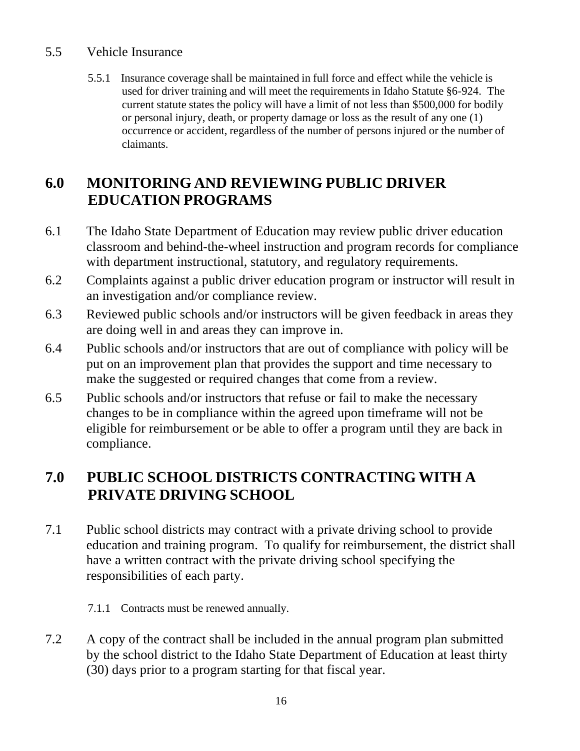5.5 Vehicle Insurance

5.5.1 Insurance coverage shall be maintained in full force and effect while the vehicle is used for driver training and will meet the requirements in Idaho Statute §6-924. The current statute states the policy will have a limit of not less than $500,000 for bodily or personal injury, death, or property damage or loss as the result of any one (1) occurrence or accident, regardless of the number of persons injured or the number of claimants.

## 6.0 MONITORING AND REVIEWING PUBLIC DRIVER EDUCATION PROGRAMS

6.1 The Idaho State Department of Education may review public driver education classroom and behind-the-wheel instruction and program records for compliance with department instructional, statutory, and regulatory requirements.

6.2 Complaints against a public driver education program or instructor will result in an investigation and/or compliance review.

6.3 Reviewed public schools and/or instructors will be given feedback in areas they are doing well in and areas they can improve in.

6.4 Public schools and/or instructors that are out of compliance with policy will be put on an improvement plan that provides the support and time necessary to make the suggested or required changes that come from a review.

6.5 Public schools and/or instructors that refuse or fail to make the necessary changes to be in compliance within the agreed upon timeframe will not be eligible for reimbursement or be able to offer a program until they are back in compliance.

## 7.0 PUBLIC SCHOOL DISTRICTS CONTRACTING WITH A PRIVATE DRIVING SCHOOL

7.1 Public school districts may contract with a private driving school to provide education and training program. To qualify for reimbursement, the district shall have a written contract with the private driving school specifying the responsibilities of each party.

7.1.1 Contracts must be renewed annually.

7.2 A copy of the contract shall be included in the annual program plan submitted by the school district to the Idaho State Department of Education at least thirty (30) days prior to a program starting for that fiscal year.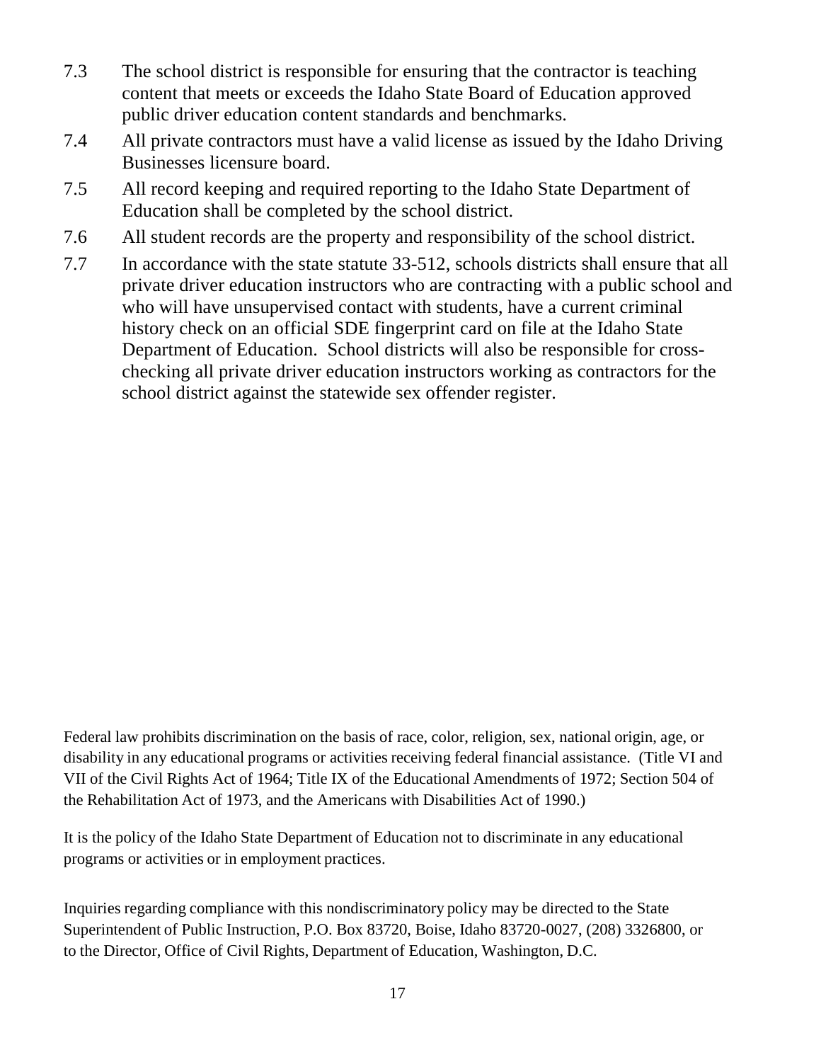7.3 The school district is responsible for ensuring that the contractor is teaching content that meets or exceeds the Idaho State Board of Education approved public driver education content standards and benchmarks.

7.4 All private contractors must have a valid license as issued by the Idaho Driving Businesses licensure board.

7.5 All record keeping and required reporting to the Idaho State Department of Education shall be completed by the school district.

7.6 All student records are the property and responsibility of the school district.

7.7 In accordance with the state statute 33-512, schools districts shall ensure that all private driver education instructors who are contracting with a public school and who will have unsupervised contact with students, have a current criminal history check on an official SDE fingerprint card on file at the Idaho State Department of Education. School districts will also be responsible for cross-checking all private driver education instructors working as contractors for the school district against the statewide sex offender register.

Federal law prohibits discrimination on the basis of race, color, religion, sex, national origin, age, or disability in any educational programs or activities receiving federal financial assistance. (Title VI and VII of the Civil Rights Act of 1964; Title IX of the Educational Amendments of 1972; Section 504 of the Rehabilitation Act of 1973, and the Americans with Disabilities Act of 1990.)

It is the policy of the Idaho State Department of Education not to discriminate in any educational programs or activities or in employment practices.

Inquiries regarding compliance with this nondiscriminatory policy may be directed to the State Superintendent of Public Instruction, P.O. Box 83720, Boise, Idaho 83720-0027, (208) 3326800, or to the Director, Office of Civil Rights, Department of Education, Washington, D.C.